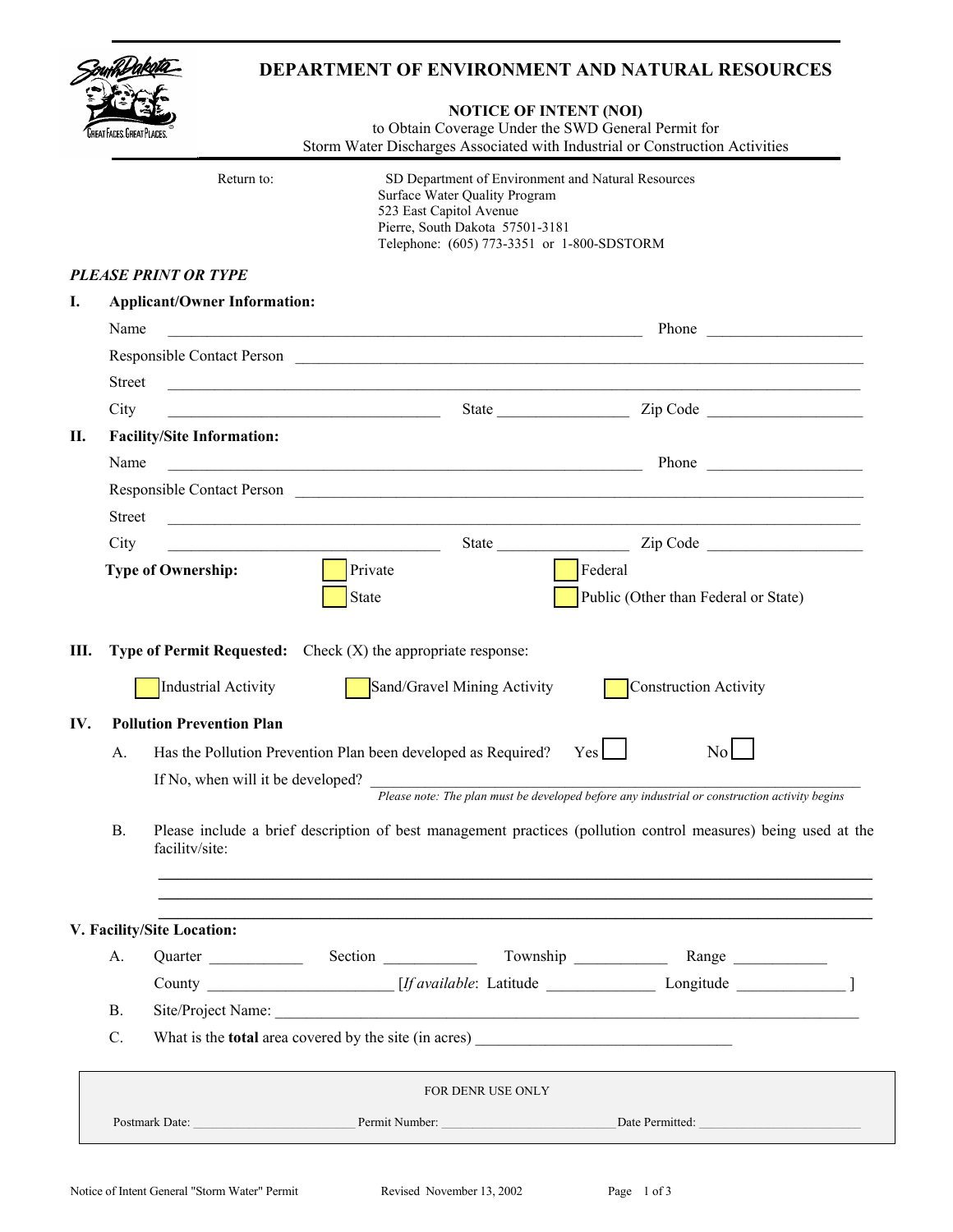# DEPARTMENT OF ENVIRONMENT AND NATURAL RESOURCES

## NOTICE OF INTENT (NOI)

to Obtain Coverage Under the SWD General Permit for
Storm Water Discharges Associated with Industrial or Construction Activities

Return to:

SD Department of Environment and Natural Resources
Surface Water Quality Program
523 East Capitol Avenue
Pierre, South Dakota 57501-3181
Telephone: (605) 773-3351 or 1-800-SDSTORM

***PLEASE PRINT OR TYPE***

**I. Applicant/Owner Information:**

Name ______________________________________________ Phone ____________________

Responsible Contact Person ______________________________________________

Street ______________________________________________

City ____________________________ State ________________ Zip Code ____________________

**II. Facility/Site Information:**

Name ______________________________________________ Phone ____________________

Responsible Contact Person ______________________________________________

Street ______________________________________________

City ____________________________ State ________________ Zip Code ____________________

**Type of Ownership:**

- [ ] Private
- [ ] Federal
- [ ] State
- [ ] Public (Other than Federal or State)

**III. Type of Permit Requested:** Check (X) the appropriate response:

- [ ] Industrial Activity
- [ ] Sand/Gravel Mining Activity
- [ ] Construction Activity

**IV. Pollution Prevention Plan**

A. Has the Pollution Prevention Plan been developed as Required? Yes [ ] No [ ]

If No, when will it be developed? ______________________________________________

*Please note: The plan must be developed before any industrial or construction activity begins*

B. Please include a brief description of best management practices (pollution control measures) being used at the facilitv/site:

______________________________________________

______________________________________________

______________________________________________

**V. Facility/Site Location:**

A. Quarter ___________ Section ___________ Township ___________ Range ___________

County ______________________ [*If available*: Latitude _____________ Longitude _____________ ]

B. Site/Project Name: ______________________________________________

C. What is the **total** area covered by the site (in acres) ________________________________

FOR DENR USE ONLY

Postmark Date: _________________________ Permit Number: _________________________ Date Permitted: _________________________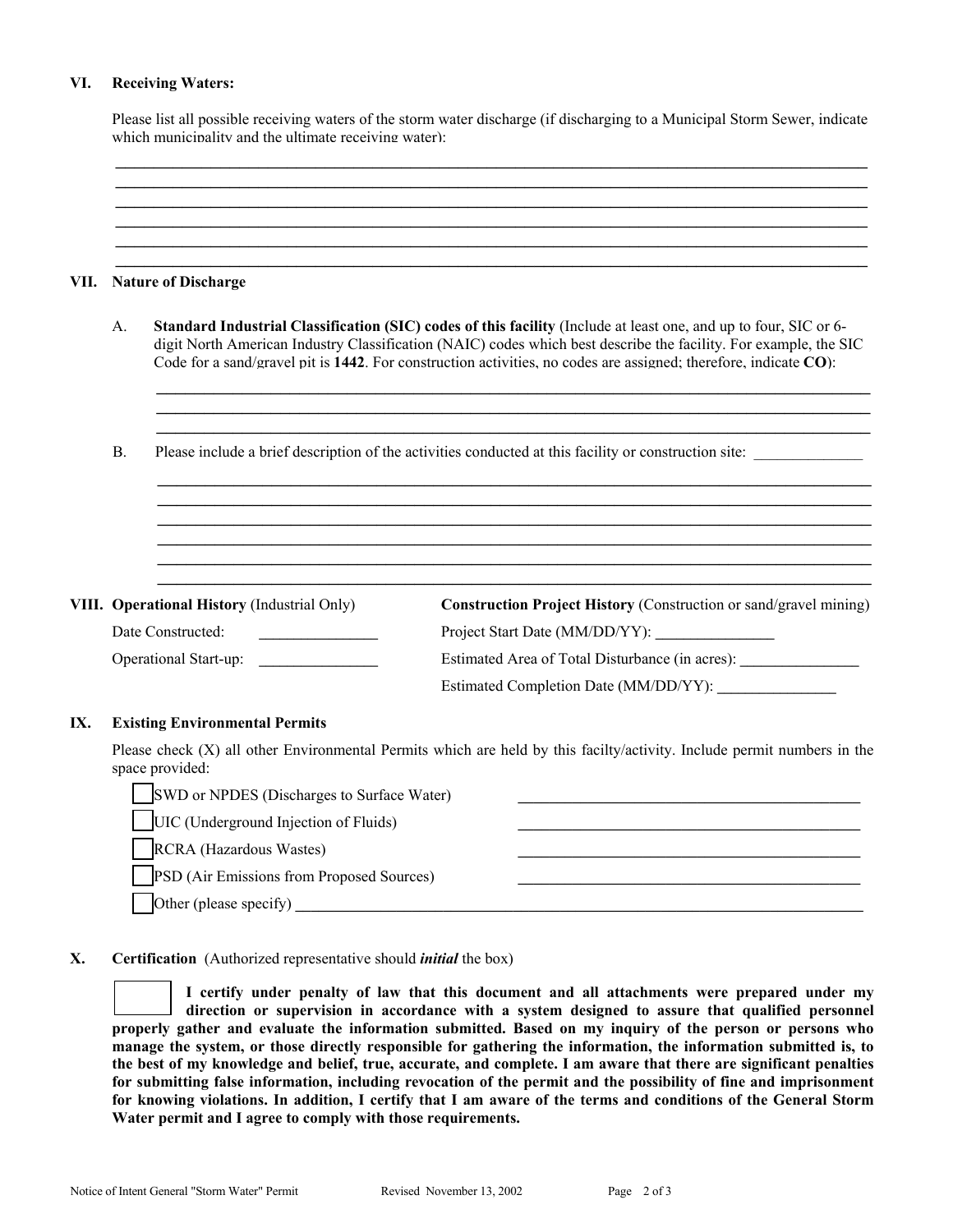## VI. Receiving Waters:

Please list all possible receiving waters of the storm water discharge (if discharging to a Municipal Storm Sewer, indicate which municipality and the ultimate receiving water):

______________________________________________________________________________
______________________________________________________________________________
______________________________________________________________________________
______________________________________________________________________________
______________________________________________________________________________
______________________________________________________________________________

## VII. Nature of Discharge

A. **Standard Industrial Classification (SIC) codes of this facility** (Include at least one, and up to four, SIC or 6-digit North American Industry Classification (NAIC) codes which best describe the facility. For example, the SIC Code for a sand/gravel pit is **1442**. For construction activities, no codes are assigned; therefore, indicate **CO**):

______________________________________________________________________________
______________________________________________________________________________
______________________________________________________________________________

B. Please include a brief description of the activities conducted at this facility or construction site: ______________

______________________________________________________________________________
______________________________________________________________________________
______________________________________________________________________________
______________________________________________________________________________
______________________________________________________________________________
______________________________________________________________________________

## VIII. Operational History (Industrial Only)

Date Constructed: _______________

Operational Start-up: _______________

**Construction Project History** (Construction or sand/gravel mining)

Project Start Date (MM/DD/YY): _______________

Estimated Area of Total Disturbance (in acres): _______________

Estimated Completion Date (MM/DD/YY): _______________

## IX. Existing Environmental Permits

Please check (X) all other Environmental Permits which are held by this facilty/activity. Include permit numbers in the space provided:

- [ ] SWD or NPDES (Discharges to Surface Water) ____________________________________________
- [ ] UIC (Underground Injection of Fluids) ____________________________________________
- [ ] RCRA (Hazardous Wastes) ____________________________________________
- [ ] PSD (Air Emissions from Proposed Sources) ____________________________________________
- [ ] Other (please specify) ______________________________________________________________________________

## X. Certification (Authorized representative should ***initial*** the box)

[ ] **I certify under penalty of law that this document and all attachments were prepared under my direction or supervision in accordance with a system designed to assure that qualified personnel properly gather and evaluate the information submitted. Based on my inquiry of the person or persons who manage the system, or those directly responsible for gathering the information, the information submitted is, to the best of my knowledge and belief, true, accurate, and complete. I am aware that there are significant penalties for submitting false information, including revocation of the permit and the possibility of fine and imprisonment for knowing violations. In addition, I certify that I am aware of the terms and conditions of the General Storm Water permit and I agree to comply with those requirements.**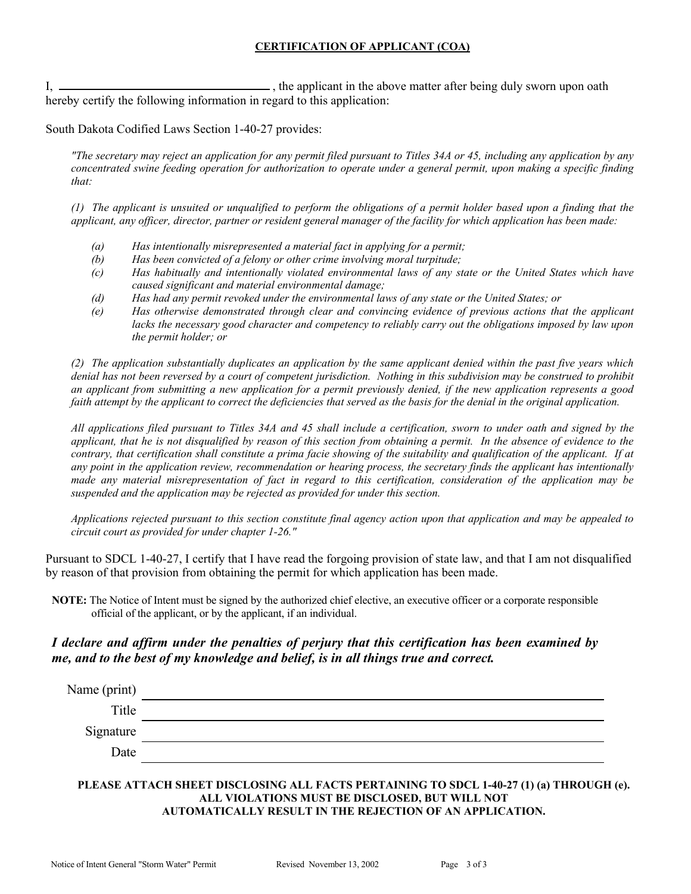**CERTIFICATION OF APPLICANT (COA)**

I, \_\_\_\_\_\_\_\_\_\_\_\_\_\_\_\_\_\_\_\_\_\_\_\_\_\_\_\_\_\_\_\_\_\_\_\_, the applicant in the above matter after being duly sworn upon oath hereby certify the following information in regard to this application:

South Dakota Codified Laws Section 1-40-27 provides:

*"The secretary may reject an application for any permit filed pursuant to Titles 34A or 45, including any application by any concentrated swine feeding operation for authorization to operate under a general permit, upon making a specific finding that:*

*(1) The applicant is unsuited or unqualified to perform the obligations of a permit holder based upon a finding that the applicant, any officer, director, partner or resident general manager of the facility for which application has been made:*

- *(a) Has intentionally misrepresented a material fact in applying for a permit;*
- *(b) Has been convicted of a felony or other crime involving moral turpitude;*
- *(c) Has habitually and intentionally violated environmental laws of any state or the United States which have caused significant and material environmental damage;*
- *(d) Has had any permit revoked under the environmental laws of any state or the United States; or*
- *(e) Has otherwise demonstrated through clear and convincing evidence of previous actions that the applicant lacks the necessary good character and competency to reliably carry out the obligations imposed by law upon the permit holder; or*

*(2) The application substantially duplicates an application by the same applicant denied within the past five years which denial has not been reversed by a court of competent jurisdiction. Nothing in this subdivision may be construed to prohibit an applicant from submitting a new application for a permit previously denied, if the new application represents a good faith attempt by the applicant to correct the deficiencies that served as the basis for the denial in the original application.*

*All applications filed pursuant to Titles 34A and 45 shall include a certification, sworn to under oath and signed by the applicant, that he is not disqualified by reason of this section from obtaining a permit. In the absence of evidence to the contrary, that certification shall constitute a prima facie showing of the suitability and qualification of the applicant. If at any point in the application review, recommendation or hearing process, the secretary finds the applicant has intentionally made any material misrepresentation of fact in regard to this certification, consideration of the application may be suspended and the application may be rejected as provided for under this section.*

*Applications rejected pursuant to this section constitute final agency action upon that application and may be appealed to circuit court as provided for under chapter 1-26."*

Pursuant to SDCL 1-40-27, I certify that I have read the forgoing provision of state law, and that I am not disqualified by reason of that provision from obtaining the permit for which application has been made.

**NOTE:** The Notice of Intent must be signed by the authorized chief elective, an executive officer or a corporate responsible official of the applicant, or by the applicant, if an individual.

***I declare and affirm under the penalties of perjury that this certification has been examined by me, and to the best of my knowledge and belief, is in all things true and correct.***

Name (print) \_\_\_\_\_\_\_\_\_\_\_\_\_\_\_\_\_\_\_\_\_\_\_\_\_\_\_\_\_\_\_\_\_\_\_\_\_\_\_\_

Title \_\_\_\_\_\_\_\_\_\_\_\_\_\_\_\_\_\_\_\_\_\_\_\_\_\_\_\_\_\_\_\_\_\_\_\_\_\_\_\_

Signature \_\_\_\_\_\_\_\_\_\_\_\_\_\_\_\_\_\_\_\_\_\_\_\_\_\_\_\_\_\_\_\_\_\_\_\_\_\_\_\_

Date \_\_\_\_\_\_\_\_\_\_\_\_\_\_\_\_\_\_\_\_\_\_\_\_\_\_\_\_\_\_\_\_\_\_\_\_\_\_\_\_

**PLEASE ATTACH SHEET DISCLOSING ALL FACTS PERTAINING TO SDCL 1-40-27 (1) (a) THROUGH (e). ALL VIOLATIONS MUST BE DISCLOSED, BUT WILL NOT AUTOMATICALLY RESULT IN THE REJECTION OF AN APPLICATION.**